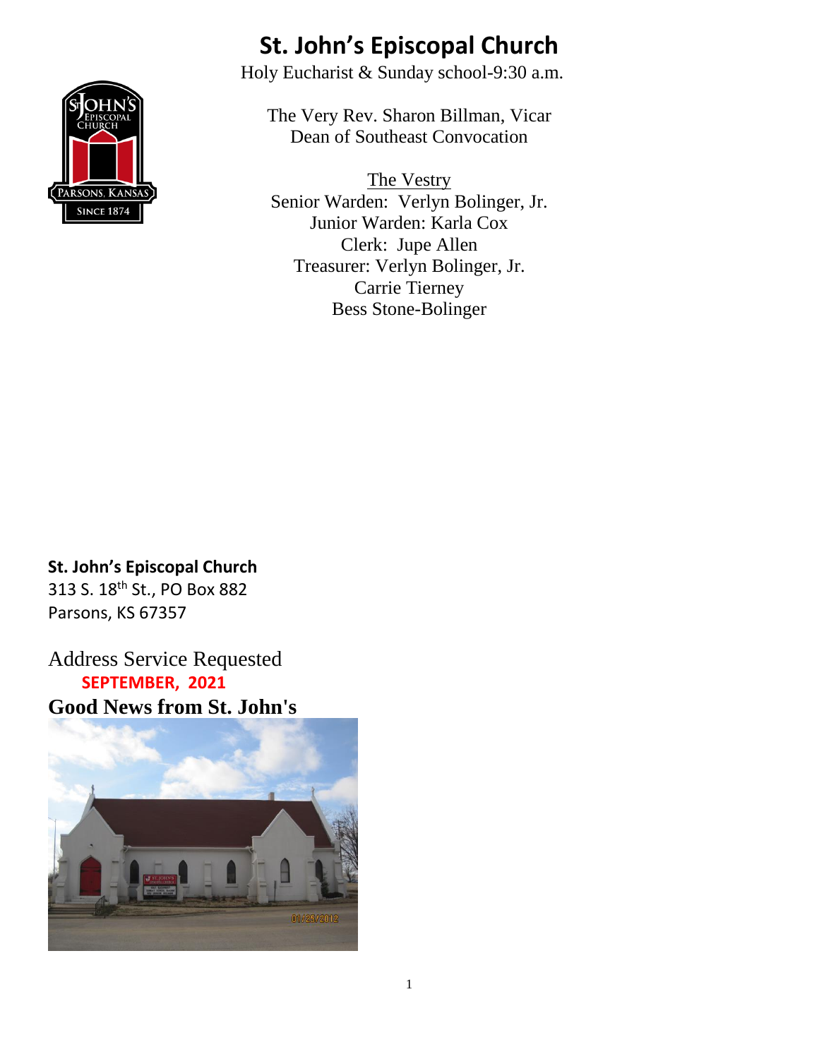# St. John's Episcopal Church

Holy Eucharist & Sunday school-9:30 a.m.

The Very Rev. Sharon Billman, Vicar
Dean of Southeast Convocation

The Vestry
Senior Warden: Verlyn Bolinger, Jr.
Junior Warden: Karla Cox
Clerk: Jupe Allen
Treasurer: Verlyn Bolinger, Jr.
Carrie Tierney
Bess Stone-Bolinger

**St. John's Episcopal Church**
313 S. 18th St., PO Box 882
Parsons, KS 67357

Address Service Requested

**SEPTEMBER, 2021**

**Good News from St. John's**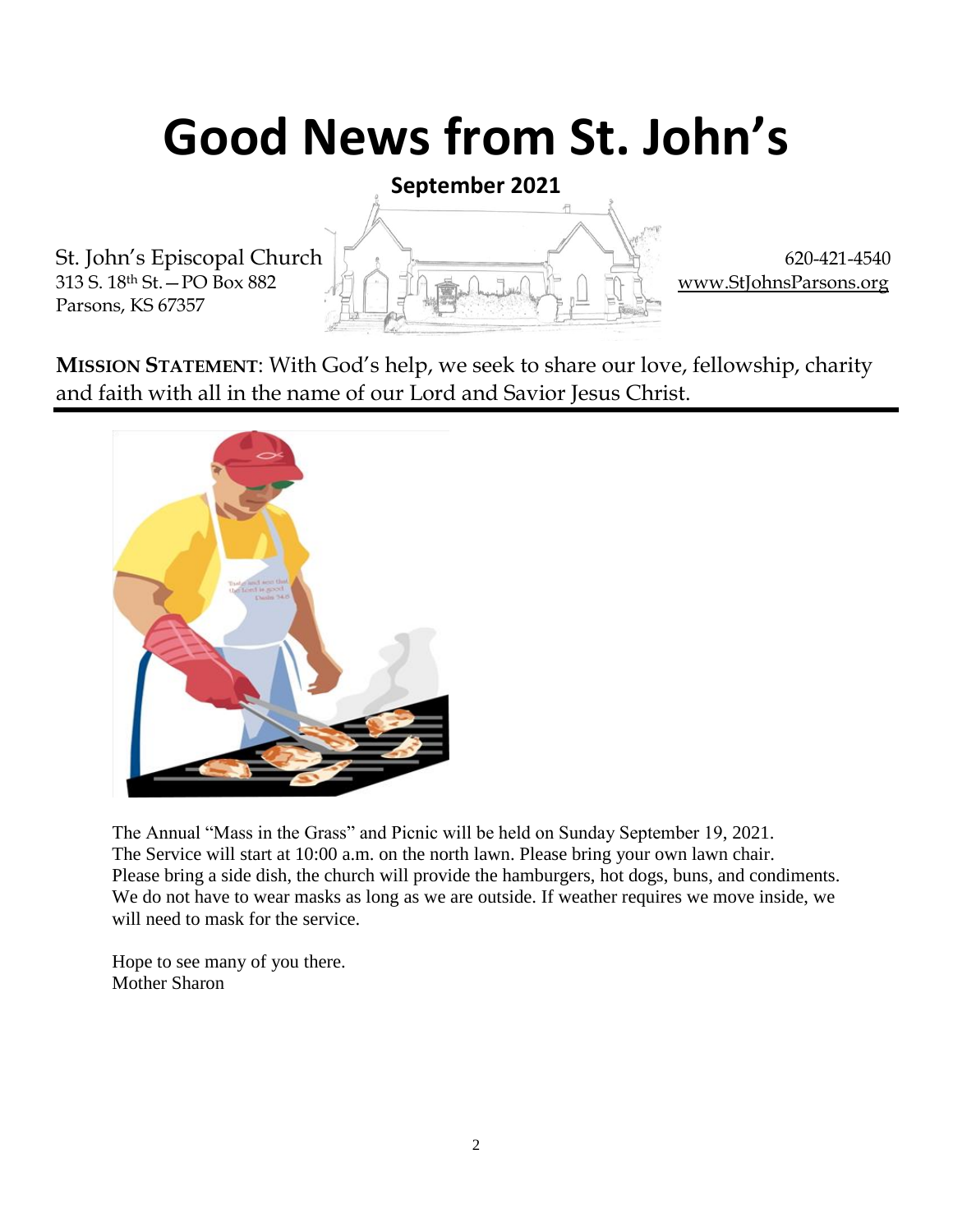# Good News from St. John's

**September 2021**

St. John's Episcopal Church
313 S. 18th St.—PO Box 882
Parsons, KS 67357

620-421-4540
www.StJohnsParsons.org

**MISSION STATEMENT**: With God's help, we seek to share our love, fellowship, charity and faith with all in the name of our Lord and Savior Jesus Christ.

The Annual "Mass in the Grass" and Picnic will be held on Sunday September 19, 2021. The Service will start at 10:00 a.m. on the north lawn. Please bring your own lawn chair. Please bring a side dish, the church will provide the hamburgers, hot dogs, buns, and condiments. We do not have to wear masks as long as we are outside. If weather requires we move inside, we will need to mask for the service.

Hope to see many of you there.
Mother Sharon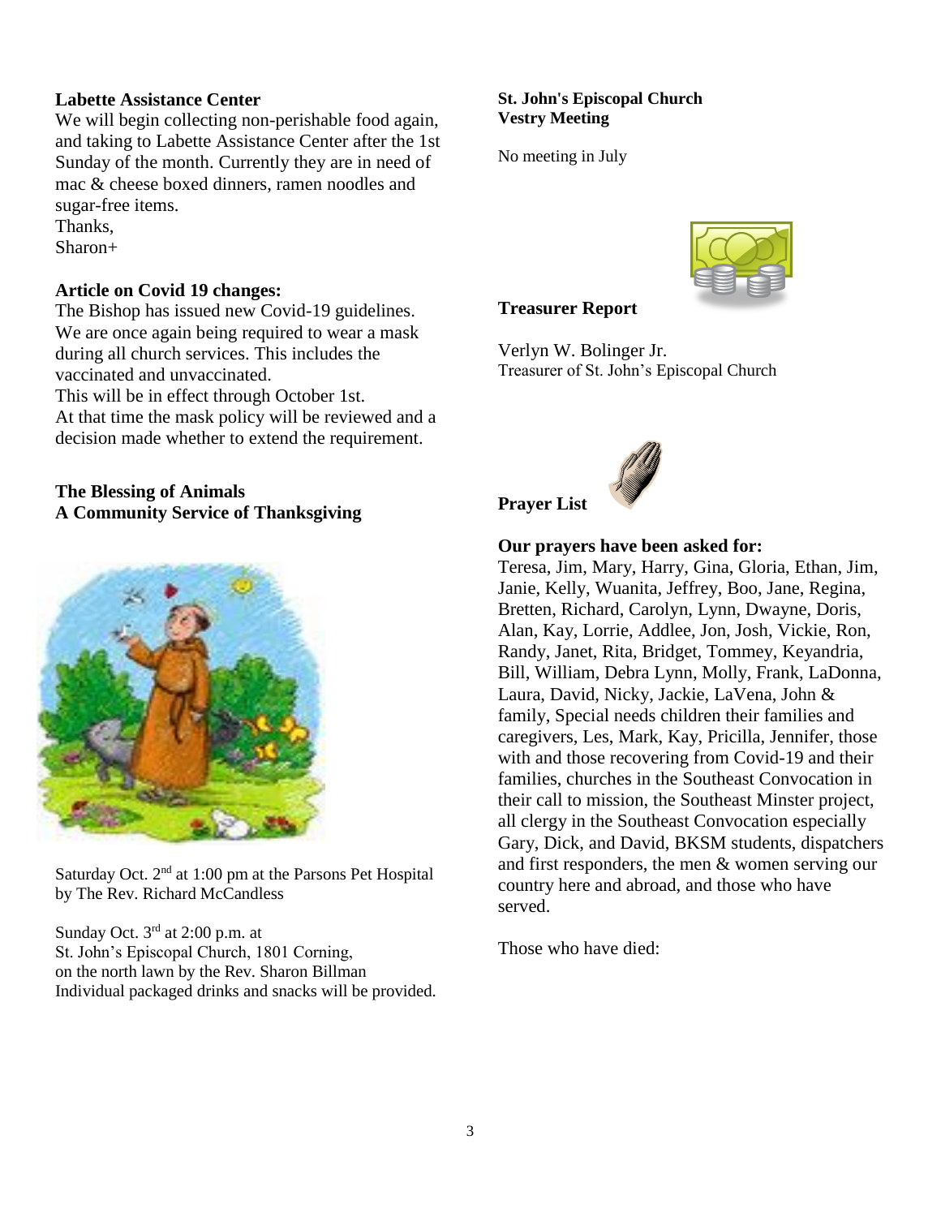**Labette Assistance Center**

We will begin collecting non-perishable food again, and taking to Labette Assistance Center after the 1st Sunday of the month. Currently they are in need of mac & cheese boxed dinners, ramen noodles and sugar-free items.
Thanks,
Sharon+

**Article on Covid 19 changes:**

The Bishop has issued new Covid-19 guidelines. We are once again being required to wear a mask during all church services. This includes the vaccinated and unvaccinated.
This will be in effect through October 1st.
At that time the mask policy will be reviewed and a decision made whether to extend the requirement.

**The Blessing of Animals**
**A Community Service of Thanksgiving**

Saturday Oct. 2nd at 1:00 pm at the Parsons Pet Hospital by The Rev. Richard McCandless

Sunday Oct. 3rd at 2:00 p.m. at
St. John's Episcopal Church, 1801 Corning,
on the north lawn by the Rev. Sharon Billman
Individual packaged drinks and snacks will be provided.

**St. John's Episcopal Church**
**Vestry Meeting**

No meeting in July

**Treasurer Report**

Verlyn W. Bolinger Jr.
Treasurer of St. John's Episcopal Church

**Prayer List**

**Our prayers have been asked for:**

Teresa, Jim, Mary, Harry, Gina, Gloria, Ethan, Jim, Janie, Kelly, Wuanita, Jeffrey, Boo, Jane, Regina, Bretten, Richard, Carolyn, Lynn, Dwayne, Doris, Alan, Kay, Lorrie, Addlee, Jon, Josh, Vickie, Ron, Randy, Janet, Rita, Bridget, Tommey, Keyandria, Bill, William, Debra Lynn, Molly, Frank, LaDonna, Laura, David, Nicky, Jackie, LaVena, John & family, Special needs children their families and caregivers, Les, Mark, Kay, Pricilla, Jennifer, those with and those recovering from Covid-19 and their families, churches in the Southeast Convocation in their call to mission, the Southeast Minster project, all clergy in the Southeast Convocation especially Gary, Dick, and David, BKSM students, dispatchers and first responders, the men & women serving our country here and abroad, and those who have served.

Those who have died: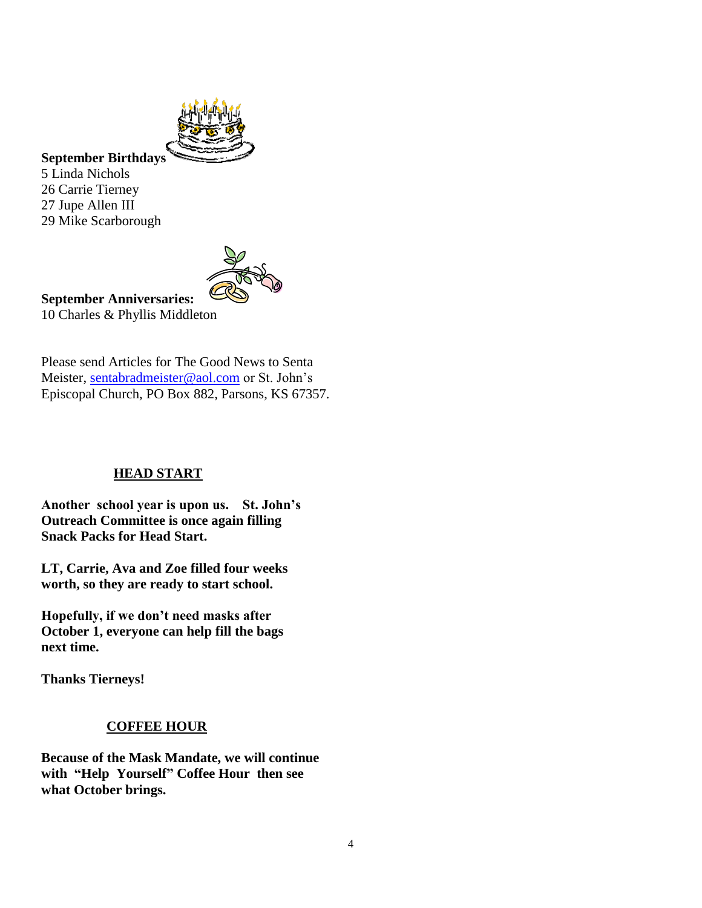**September Birthdays**

5 Linda Nichols
26 Carrie Tierney
27 Jupe Allen III
29 Mike Scarborough

**September Anniversaries:**

10 Charles & Phyllis Middleton

Please send Articles for The Good News to Senta Meister, sentabradmeister@aol.com or St. John's Episcopal Church, PO Box 882, Parsons, KS 67357.

## HEAD START

**Another school year is upon us. St. John's Outreach Committee is once again filling Snack Packs for Head Start.**

**LT, Carrie, Ava and Zoe filled four weeks worth, so they are ready to start school.**

**Hopefully, if we don't need masks after October 1, everyone can help fill the bags next time.**

**Thanks Tierneys!**

## COFFEE HOUR

**Because of the Mask Mandate, we will continue with "Help Yourself" Coffee Hour then see what October brings.**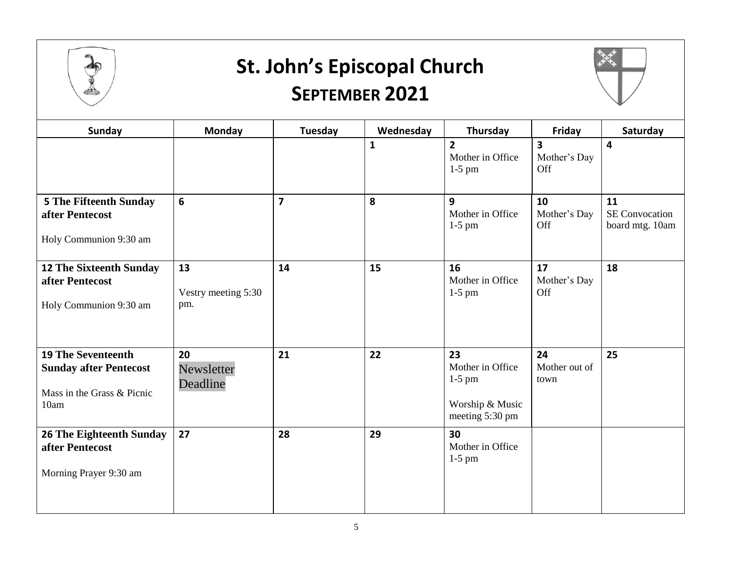# St. John's Episcopal Church

## September 2021

| Sunday | Monday | Tuesday | Wednesday | Thursday | Friday | Saturday |
|---|---|---|---|---|---|---|
| | | | **1** | **2** Mother in Office 1-5 pm | **3** Mother's Day Off | **4** |
| **5 The Fifteenth Sunday after Pentecost** Holy Communion 9:30 am | **6** | **7** | **8** | **9** Mother in Office 1-5 pm | **10** Mother's Day Off | **11** SE Convocation board mtg. 10am |
| **12 The Sixteenth Sunday after Pentecost** Holy Communion 9:30 am | **13** Vestry meeting 5:30 pm. | **14** | **15** | **16** Mother in Office 1-5 pm | **17** Mother's Day Off | **18** |
| **19 The Seventeenth Sunday after Pentecost** Mass in the Grass & Picnic 10am | **20** Newsletter Deadline | **21** | **22** | **23** Mother in Office 1-5 pm Worship & Music meeting 5:30 pm | **24** Mother out of town | **25** |
| **26 The Eighteenth Sunday after Pentecost** Morning Prayer 9:30 am | **27** | **28** | **29** | **30** Mother in Office 1-5 pm | | |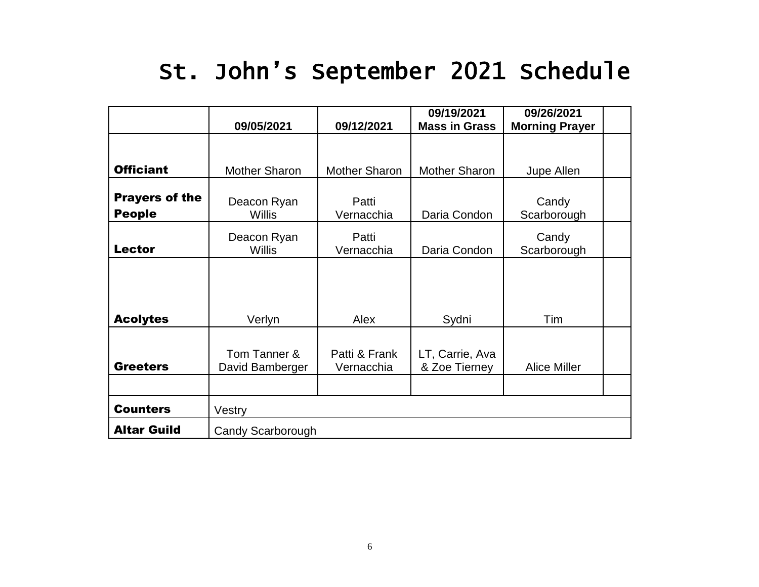# St. John's September 2021 Schedule

| | 09/05/2021 | 09/12/2021 | 09/19/2021 Mass in Grass | 09/26/2021 Morning Prayer | |
|---|---|---|---|---|---|
| **Officiant** | Mother Sharon | Mother Sharon | Mother Sharon | Jupe Allen | |
| **Prayers of the People** | Deacon Ryan Willis | Patti Vernacchia | Daria Condon | Candy Scarborough | |
| **Lector** | Deacon Ryan Willis | Patti Vernacchia | Daria Condon | Candy Scarborough | |
| **Acolytes** | Verlyn | Alex | Sydni | Tim | |
| **Greeters** | Tom Tanner & David Bamberger | Patti & Frank Vernacchia | LT, Carrie, Ava & Zoe Tierney | Alice Miller | |
| | | | | | |
| **Counters** | Vestry | | | | |
| **Altar Guild** | Candy Scarborough | | | | |